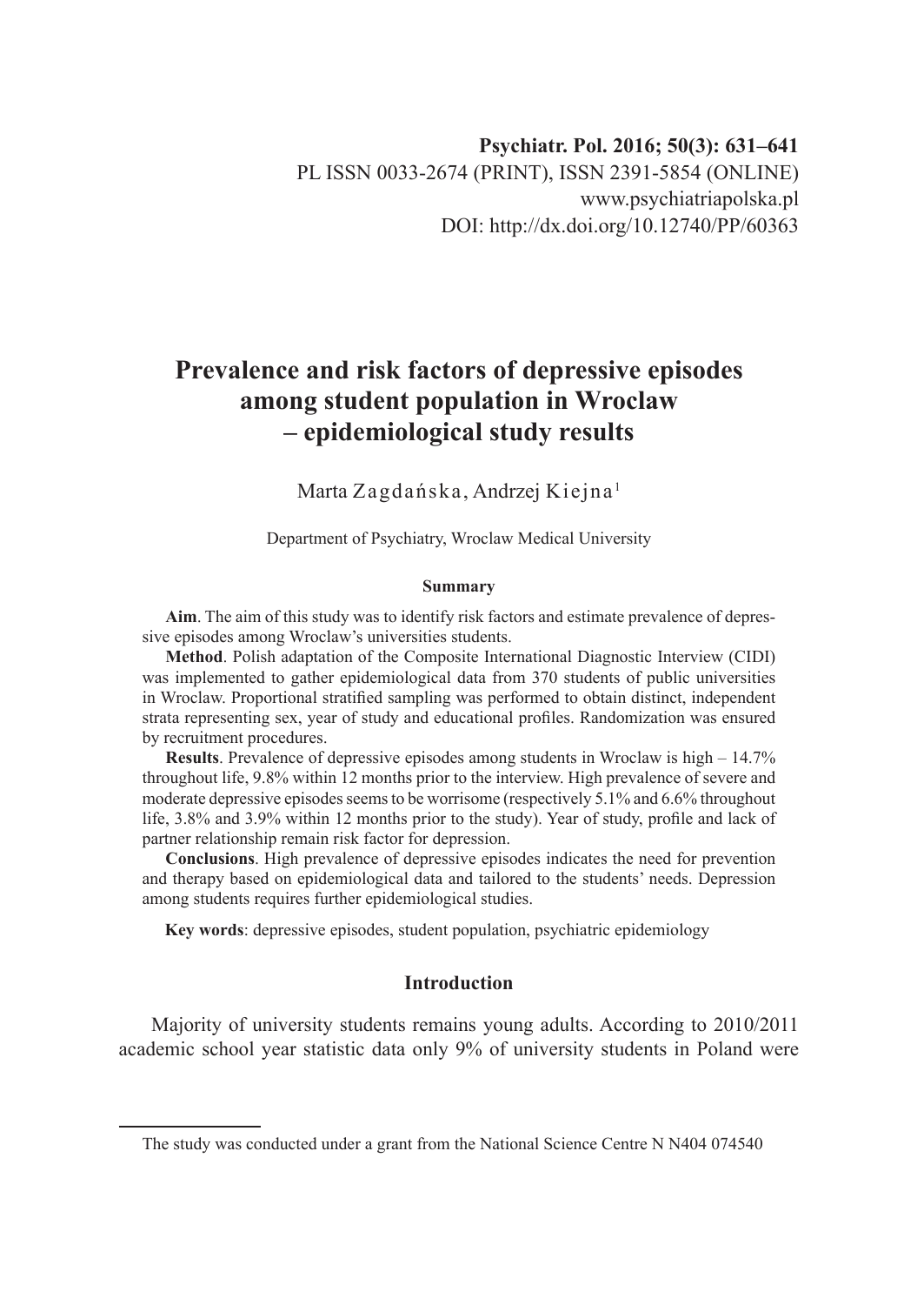**Psychiatr. Pol. 2016; 50(3): 631–641**
PL ISSN 0033-2674 (PRINT), ISSN 2391-5854 (ONLINE)
www.psychiatriapolska.pl
DOI: http://dx.doi.org/10.12740/PP/60363

# Prevalence and risk factors of depressive episodes among student population in Wroclaw – epidemiological study results

Marta Zagdańska, Andrzej Kiejna[1]

Department of Psychiatry, Wroclaw Medical University

### Summary

**Aim**. The aim of this study was to identify risk factors and estimate prevalence of depressive episodes among Wroclaw's universities students.

**Method**. Polish adaptation of the Composite International Diagnostic Interview (CIDI) was implemented to gather epidemiological data from 370 students of public universities in Wroclaw. Proportional stratified sampling was performed to obtain distinct, independent strata representing sex, year of study and educational profiles. Randomization was ensured by recruitment procedures.

**Results**. Prevalence of depressive episodes among students in Wroclaw is high – 14.7% throughout life, 9.8% within 12 months prior to the interview. High prevalence of severe and moderate depressive episodes seems to be worrisome (respectively 5.1% and 6.6% throughout life, 3.8% and 3.9% within 12 months prior to the study). Year of study, profile and lack of partner relationship remain risk factor for depression.

**Conclusions**. High prevalence of depressive episodes indicates the need for prevention and therapy based on epidemiological data and tailored to the students' needs. Depression among students requires further epidemiological studies.

**Key words**: depressive episodes, student population, psychiatric epidemiology

## Introduction

Majority of university students remains young adults. According to 2010/2011 academic school year statistic data only 9% of university students in Poland were

---

The study was conducted under a grant from the National Science Centre N N404 074540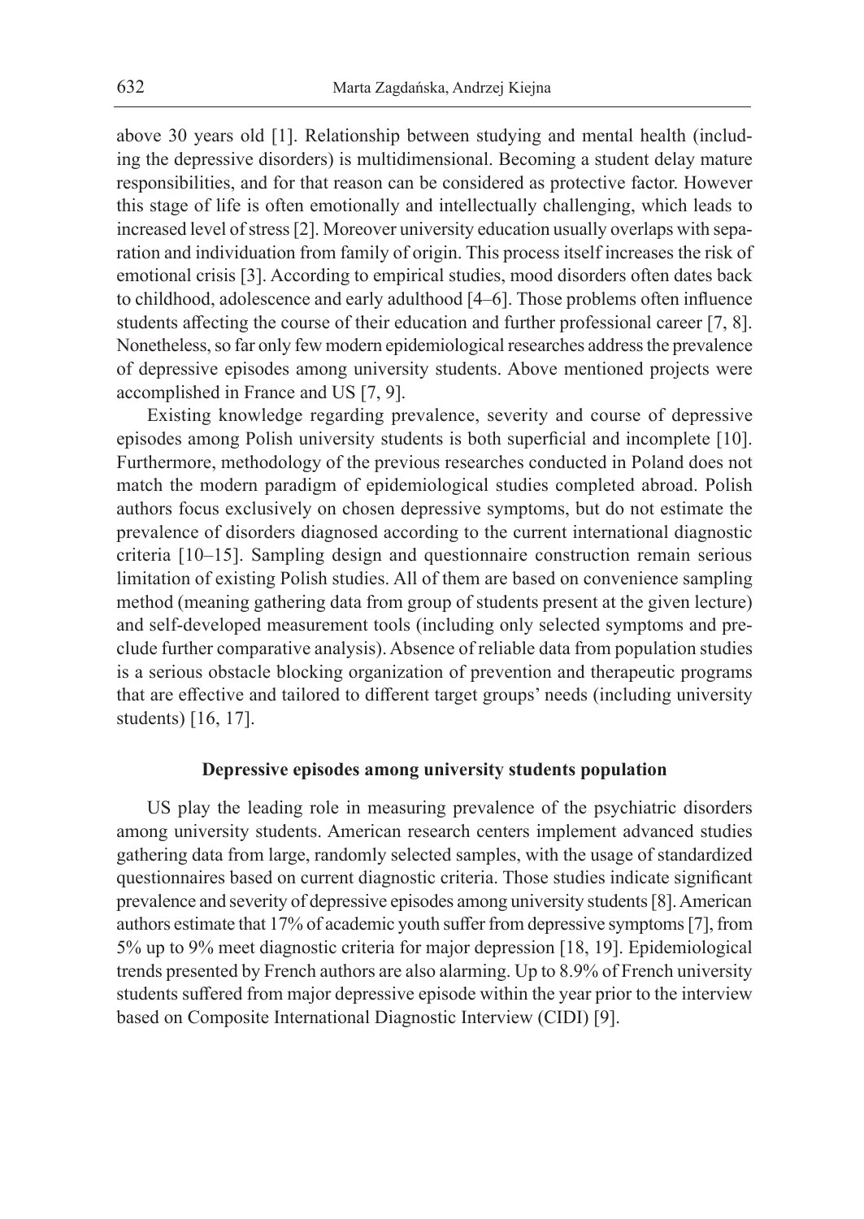above 30 years old [1]. Relationship between studying and mental health (including the depressive disorders) is multidimensional. Becoming a student delay mature responsibilities, and for that reason can be considered as protective factor. However this stage of life is often emotionally and intellectually challenging, which leads to increased level of stress [2]. Moreover university education usually overlaps with separation and individuation from family of origin. This process itself increases the risk of emotional crisis [3]. According to empirical studies, mood disorders often dates back to childhood, adolescence and early adulthood [4–6]. Those problems often influence students affecting the course of their education and further professional career [7, 8]. Nonetheless, so far only few modern epidemiological researches address the prevalence of depressive episodes among university students. Above mentioned projects were accomplished in France and US [7, 9].

Existing knowledge regarding prevalence, severity and course of depressive episodes among Polish university students is both superficial and incomplete [10]. Furthermore, methodology of the previous researches conducted in Poland does not match the modern paradigm of epidemiological studies completed abroad. Polish authors focus exclusively on chosen depressive symptoms, but do not estimate the prevalence of disorders diagnosed according to the current international diagnostic criteria [10–15]. Sampling design and questionnaire construction remain serious limitation of existing Polish studies. All of them are based on convenience sampling method (meaning gathering data from group of students present at the given lecture) and self-developed measurement tools (including only selected symptoms and preclude further comparative analysis). Absence of reliable data from population studies is a serious obstacle blocking organization of prevention and therapeutic programs that are effective and tailored to different target groups' needs (including university students) [16, 17].

## Depressive episodes among university students population

US play the leading role in measuring prevalence of the psychiatric disorders among university students. American research centers implement advanced studies gathering data from large, randomly selected samples, with the usage of standardized questionnaires based on current diagnostic criteria. Those studies indicate significant prevalence and severity of depressive episodes among university students [8]. American authors estimate that 17% of academic youth suffer from depressive symptoms [7], from 5% up to 9% meet diagnostic criteria for major depression [18, 19]. Epidemiological trends presented by French authors are also alarming. Up to 8.9% of French university students suffered from major depressive episode within the year prior to the interview based on Composite International Diagnostic Interview (CIDI) [9].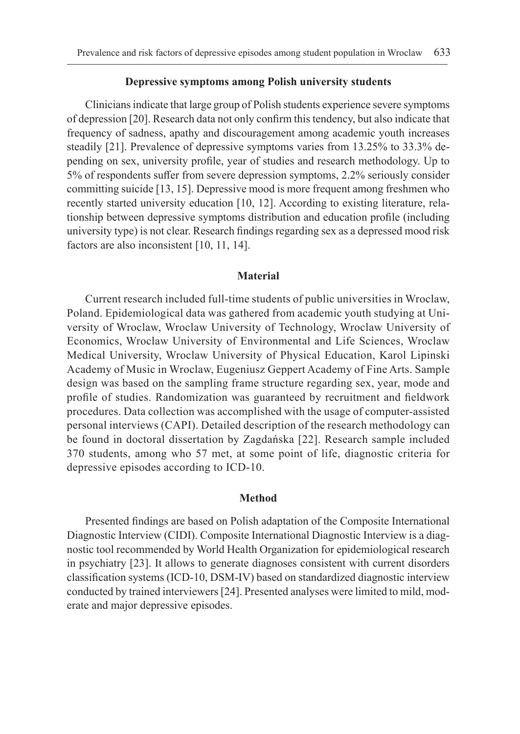## Depressive symptoms among Polish university students

Clinicians indicate that large group of Polish students experience severe symptoms of depression [20]. Research data not only confirm this tendency, but also indicate that frequency of sadness, apathy and discouragement among academic youth increases steadily [21]. Prevalence of depressive symptoms varies from 13.25% to 33.3% depending on sex, university profile, year of studies and research methodology. Up to 5% of respondents suffer from severe depression symptoms, 2.2% seriously consider committing suicide [13, 15]. Depressive mood is more frequent among freshmen who recently started university education [10, 12]. According to existing literature, relationship between depressive symptoms distribution and education profile (including university type) is not clear. Research findings regarding sex as a depressed mood risk factors are also inconsistent [10, 11, 14].

## Material

Current research included full-time students of public universities in Wroclaw, Poland. Epidemiological data was gathered from academic youth studying at University of Wroclaw, Wroclaw University of Technology, Wroclaw University of Economics, Wroclaw University of Environmental and Life Sciences, Wroclaw Medical University, Wroclaw University of Physical Education, Karol Lipinski Academy of Music in Wroclaw, Eugeniusz Geppert Academy of Fine Arts. Sample design was based on the sampling frame structure regarding sex, year, mode and profile of studies. Randomization was guaranteed by recruitment and fieldwork procedures. Data collection was accomplished with the usage of computer-assisted personal interviews (CAPI). Detailed description of the research methodology can be found in doctoral dissertation by Zagdańska [22]. Research sample included 370 students, among who 57 met, at some point of life, diagnostic criteria for depressive episodes according to ICD-10.

## Method

Presented findings are based on Polish adaptation of the Composite International Diagnostic Interview (CIDI). Composite International Diagnostic Interview is a diagnostic tool recommended by World Health Organization for epidemiological research in psychiatry [23]. It allows to generate diagnoses consistent with current disorders classification systems (ICD-10, DSM-IV) based on standardized diagnostic interview conducted by trained interviewers [24]. Presented analyses were limited to mild, moderate and major depressive episodes.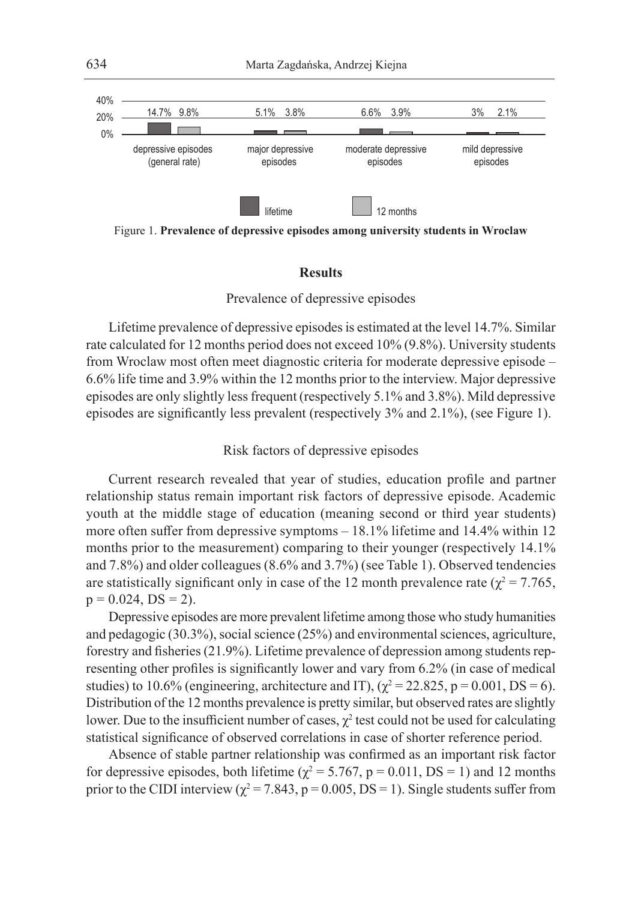Figure 1. **Prevalence of depressive episodes among university students in Wroclaw**

## Results

### Prevalence of depressive episodes

Lifetime prevalence of depressive episodes is estimated at the level 14.7%. Similar rate calculated for 12 months period does not exceed 10% (9.8%). University students from Wroclaw most often meet diagnostic criteria for moderate depressive episode – 6.6% life time and 3.9% within the 12 months prior to the interview. Major depressive episodes are only slightly less frequent (respectively 5.1% and 3.8%). Mild depressive episodes are significantly less prevalent (respectively 3% and 2.1%), (see Figure 1).

### Risk factors of depressive episodes

Current research revealed that year of studies, education profile and partner relationship status remain important risk factors of depressive episode. Academic youth at the middle stage of education (meaning second or third year students) more often suffer from depressive symptoms – 18.1% lifetime and 14.4% within 12 months prior to the measurement) comparing to their younger (respectively 14.1% and 7.8%) and older colleagues (8.6% and 3.7%) (see Table 1). Observed tendencies are statistically significant only in case of the 12 month prevalence rate ($\chi^2 = 7.765$, $p = 0.024$, $DS = 2$).

Depressive episodes are more prevalent lifetime among those who study humanities and pedagogic (30.3%), social science (25%) and environmental sciences, agriculture, forestry and fisheries (21.9%). Lifetime prevalence of depression among students representing other profiles is significantly lower and vary from 6.2% (in case of medical studies) to 10.6% (engineering, architecture and IT), ($\chi^2 = 22.825$, $p = 0.001$, $DS = 6$). Distribution of the 12 months prevalence is pretty similar, but observed rates are slightly lower. Due to the insufficient number of cases, $\chi^2$ test could not be used for calculating statistical significance of observed correlations in case of shorter reference period.

Absence of stable partner relationship was confirmed as an important risk factor for depressive episodes, both lifetime ($\chi^2 = 5.767$, $p = 0.011$, $DS = 1$) and 12 months prior to the CIDI interview ($\chi^2 = 7.843$, $p = 0.005$, $DS = 1$). Single students suffer from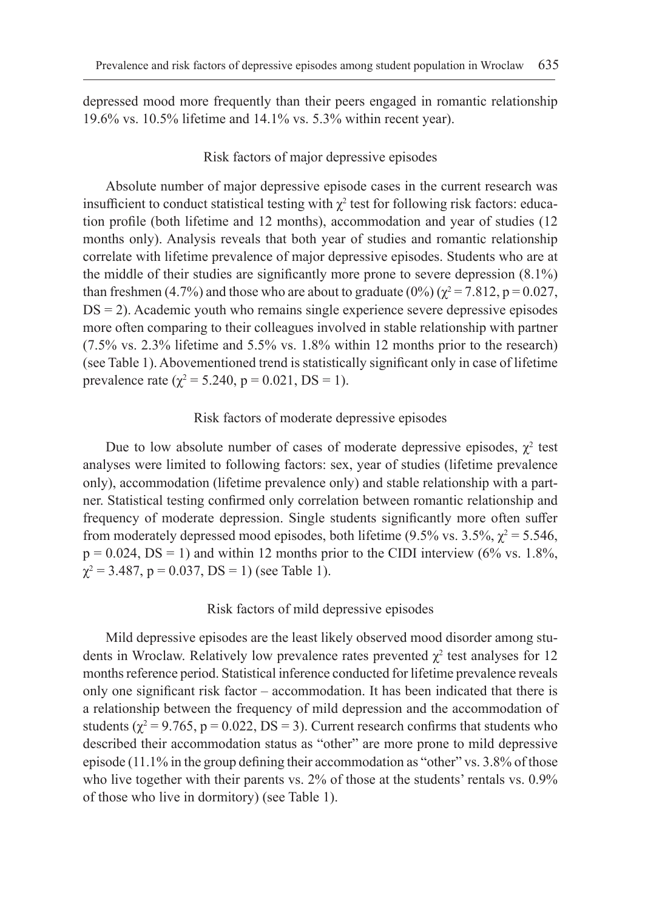depressed mood more frequently than their peers engaged in romantic relationship 19.6% vs. 10.5% lifetime and 14.1% vs. 5.3% within recent year).

### Risk factors of major depressive episodes

Absolute number of major depressive episode cases in the current research was insufficient to conduct statistical testing with $\chi^2$ test for following risk factors: education profile (both lifetime and 12 months), accommodation and year of studies (12 months only). Analysis reveals that both year of studies and romantic relationship correlate with lifetime prevalence of major depressive episodes. Students who are at the middle of their studies are significantly more prone to severe depression (8.1%) than freshmen (4.7%) and those who are about to graduate (0%) ($\chi^2 = 7.812$, $p = 0.027$, $DS = 2$). Academic youth who remains single experience severe depressive episodes more often comparing to their colleagues involved in stable relationship with partner (7.5% vs. 2.3% lifetime and 5.5% vs. 1.8% within 12 months prior to the research) (see Table 1). Abovementioned trend is statistically significant only in case of lifetime prevalence rate ($\chi^2 = 5.240$, $p = 0.021$, $DS = 1$).

### Risk factors of moderate depressive episodes

Due to low absolute number of cases of moderate depressive episodes, $\chi^2$ test analyses were limited to following factors: sex, year of studies (lifetime prevalence only), accommodation (lifetime prevalence only) and stable relationship with a partner. Statistical testing confirmed only correlation between romantic relationship and frequency of moderate depression. Single students significantly more often suffer from moderately depressed mood episodes, both lifetime (9.5% vs. 3.5%, $\chi^2 = 5.546$, $p = 0.024$, $DS = 1$) and within 12 months prior to the CIDI interview (6% vs. 1.8%, $\chi^2 = 3.487$, $p = 0.037$, $DS = 1$) (see Table 1).

### Risk factors of mild depressive episodes

Mild depressive episodes are the least likely observed mood disorder among students in Wroclaw. Relatively low prevalence rates prevented $\chi^2$ test analyses for 12 months reference period. Statistical inference conducted for lifetime prevalence reveals only one significant risk factor – accommodation. It has been indicated that there is a relationship between the frequency of mild depression and the accommodation of students ($\chi^2 = 9.765$, $p = 0.022$, $DS = 3$). Current research confirms that students who described their accommodation status as "other" are more prone to mild depressive episode (11.1% in the group defining their accommodation as "other" vs. 3.8% of those who live together with their parents vs. 2% of those at the students' rentals vs. 0.9% of those who live in dormitory) (see Table 1).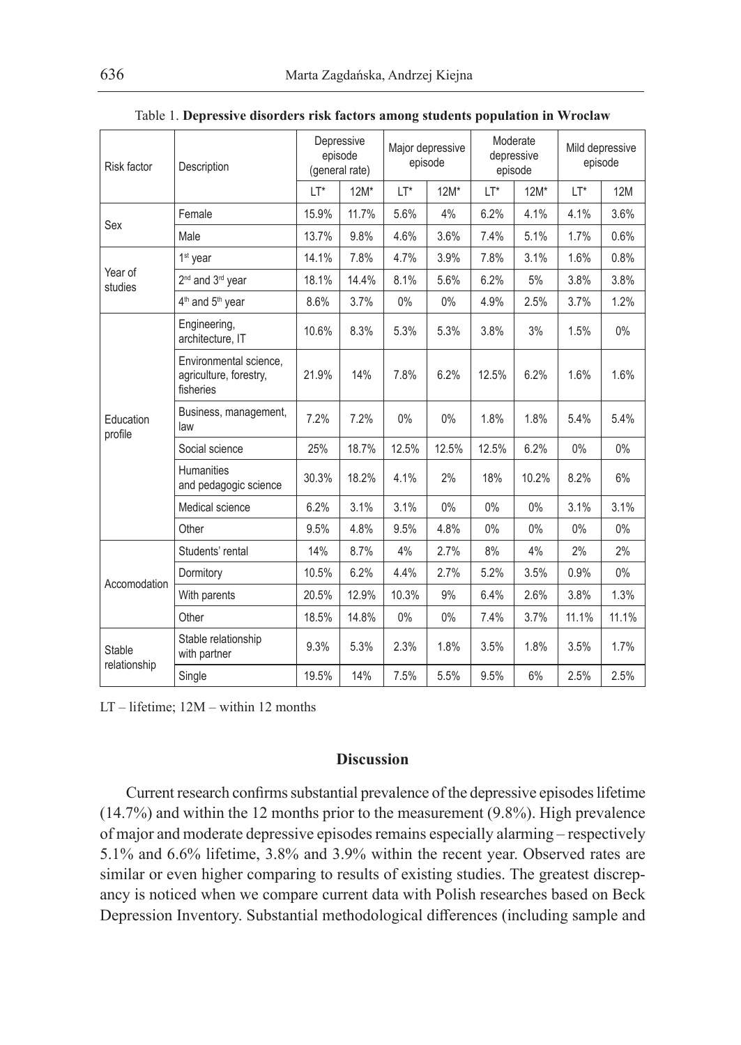Table 1. **Depressive disorders risk factors among students population in Wroclaw**

| Risk factor | Description | Depressive episode (general rate) | | Major depressive episode | | Moderate depressive episode | | Mild depressive episode | |
|---|---|---|---|---|---|---|---|---|---|
| | | LT* | 12M* | LT* | 12M* | LT* | 12M* | LT* | 12M |
| Sex | Female | 15.9% | 11.7% | 5.6% | 4% | 6.2% | 4.1% | 4.1% | 3.6% |
| | Male | 13.7% | 9.8% | 4.6% | 3.6% | 7.4% | 5.1% | 1.7% | 0.6% |
| Year of studies | 1st year | 14.1% | 7.8% | 4.7% | 3.9% | 7.8% | 3.1% | 1.6% | 0.8% |
| | 2nd and 3rd year | 18.1% | 14.4% | 8.1% | 5.6% | 6.2% | 5% | 3.8% | 3.8% |
| | 4th and 5th year | 8.6% | 3.7% | 0% | 0% | 4.9% | 2.5% | 3.7% | 1.2% |
| Education profile | Engineering, architecture, IT | 10.6% | 8.3% | 5.3% | 5.3% | 3.8% | 3% | 1.5% | 0% |
| | Environmental science, agriculture, forestry, fisheries | 21.9% | 14% | 7.8% | 6.2% | 12.5% | 6.2% | 1.6% | 1.6% |
| | Business, management, law | 7.2% | 7.2% | 0% | 0% | 1.8% | 1.8% | 5.4% | 5.4% |
| | Social science | 25% | 18.7% | 12.5% | 12.5% | 12.5% | 6.2% | 0% | 0% |
| | Humanities and pedagogic science | 30.3% | 18.2% | 4.1% | 2% | 18% | 10.2% | 8.2% | 6% |
| | Medical science | 6.2% | 3.1% | 3.1% | 0% | 0% | 0% | 3.1% | 3.1% |
| | Other | 9.5% | 4.8% | 9.5% | 4.8% | 0% | 0% | 0% | 0% |
| Accomodation | Students' rental | 14% | 8.7% | 4% | 2.7% | 8% | 4% | 2% | 2% |
| | Dormitory | 10.5% | 6.2% | 4.4% | 2.7% | 5.2% | 3.5% | 0.9% | 0% |
| | With parents | 20.5% | 12.9% | 10.3% | 9% | 6.4% | 2.6% | 3.8% | 1.3% |
| | Other | 18.5% | 14.8% | 0% | 0% | 7.4% | 3.7% | 11.1% | 11.1% |
| Stable relationship | Stable relationship with partner | 9.3% | 5.3% | 2.3% | 1.8% | 3.5% | 1.8% | 3.5% | 1.7% |
| | Single | 19.5% | 14% | 7.5% | 5.5% | 9.5% | 6% | 2.5% | 2.5% |

LT – lifetime; 12M – within 12 months

## Discussion

Current research confirms substantial prevalence of the depressive episodes lifetime (14.7%) and within the 12 months prior to the measurement (9.8%). High prevalence of major and moderate depressive episodes remains especially alarming – respectively 5.1% and 6.6% lifetime, 3.8% and 3.9% within the recent year. Observed rates are similar or even higher comparing to results of existing studies. The greatest discrepancy is noticed when we compare current data with Polish researches based on Beck Depression Inventory. Substantial methodological differences (including sample and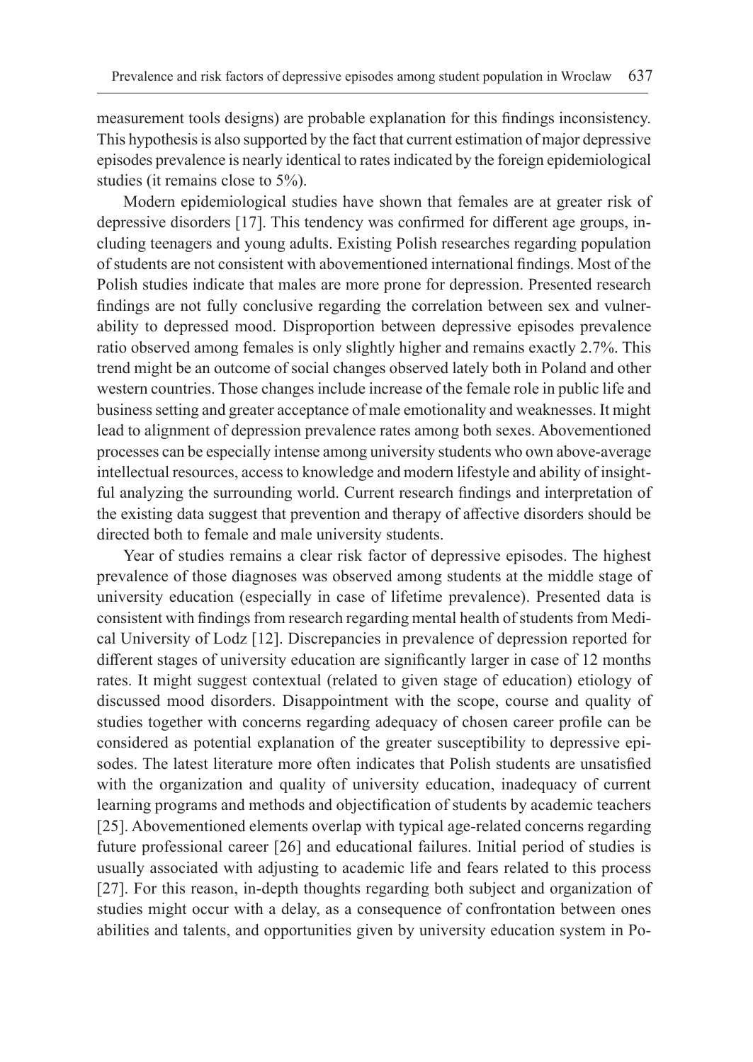measurement tools designs) are probable explanation for this findings inconsistency. This hypothesis is also supported by the fact that current estimation of major depressive episodes prevalence is nearly identical to rates indicated by the foreign epidemiological studies (it remains close to 5%).

Modern epidemiological studies have shown that females are at greater risk of depressive disorders [17]. This tendency was confirmed for different age groups, including teenagers and young adults. Existing Polish researches regarding population of students are not consistent with abovementioned international findings. Most of the Polish studies indicate that males are more prone for depression. Presented research findings are not fully conclusive regarding the correlation between sex and vulnerability to depressed mood. Disproportion between depressive episodes prevalence ratio observed among females is only slightly higher and remains exactly 2.7%. This trend might be an outcome of social changes observed lately both in Poland and other western countries. Those changes include increase of the female role in public life and business setting and greater acceptance of male emotionality and weaknesses. It might lead to alignment of depression prevalence rates among both sexes. Abovementioned processes can be especially intense among university students who own above-average intellectual resources, access to knowledge and modern lifestyle and ability of insightful analyzing the surrounding world. Current research findings and interpretation of the existing data suggest that prevention and therapy of affective disorders should be directed both to female and male university students.

Year of studies remains a clear risk factor of depressive episodes. The highest prevalence of those diagnoses was observed among students at the middle stage of university education (especially in case of lifetime prevalence). Presented data is consistent with findings from research regarding mental health of students from Medical University of Lodz [12]. Discrepancies in prevalence of depression reported for different stages of university education are significantly larger in case of 12 months rates. It might suggest contextual (related to given stage of education) etiology of discussed mood disorders. Disappointment with the scope, course and quality of studies together with concerns regarding adequacy of chosen career profile can be considered as potential explanation of the greater susceptibility to depressive episodes. The latest literature more often indicates that Polish students are unsatisfied with the organization and quality of university education, inadequacy of current learning programs and methods and objectification of students by academic teachers [25]. Abovementioned elements overlap with typical age-related concerns regarding future professional career [26] and educational failures. Initial period of studies is usually associated with adjusting to academic life and fears related to this process [27]. For this reason, in-depth thoughts regarding both subject and organization of studies might occur with a delay, as a consequence of confrontation between ones abilities and talents, and opportunities given by university education system in Po-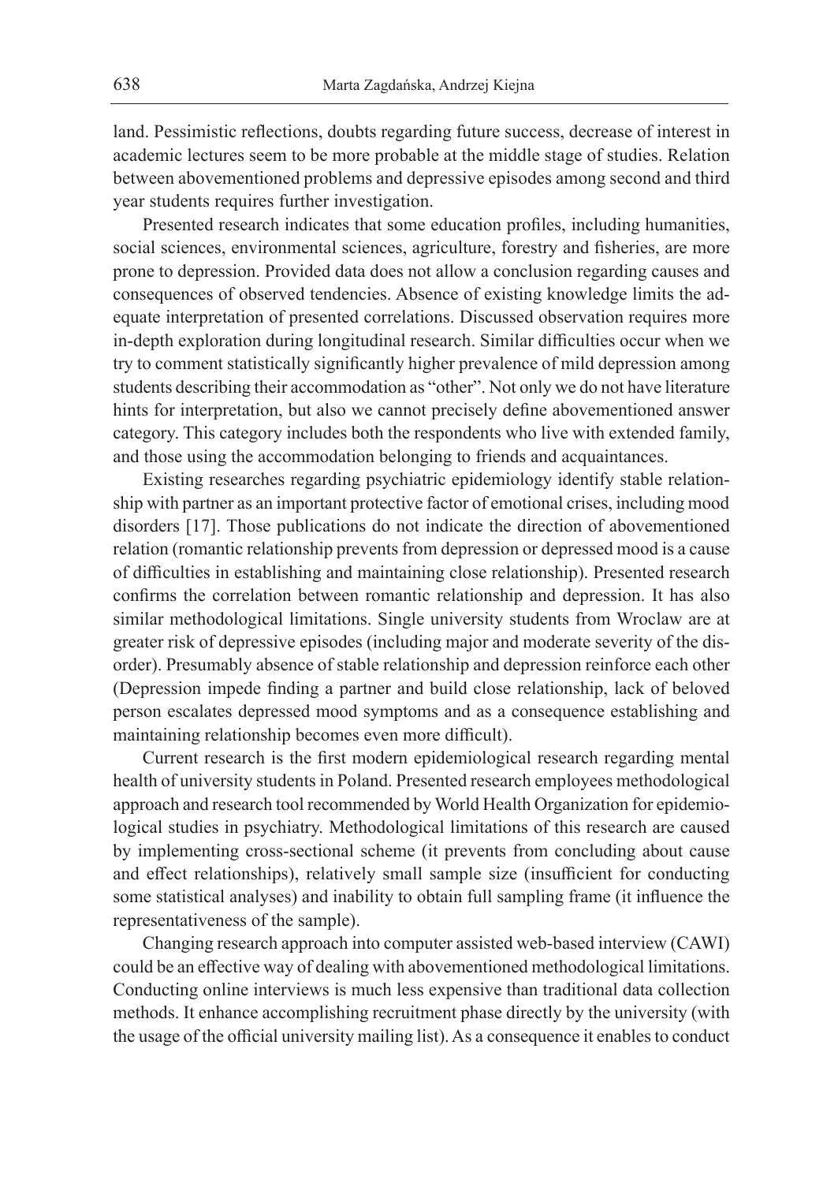land. Pessimistic reflections, doubts regarding future success, decrease of interest in academic lectures seem to be more probable at the middle stage of studies. Relation between abovementioned problems and depressive episodes among second and third year students requires further investigation.

Presented research indicates that some education profiles, including humanities, social sciences, environmental sciences, agriculture, forestry and fisheries, are more prone to depression. Provided data does not allow a conclusion regarding causes and consequences of observed tendencies. Absence of existing knowledge limits the adequate interpretation of presented correlations. Discussed observation requires more in-depth exploration during longitudinal research. Similar difficulties occur when we try to comment statistically significantly higher prevalence of mild depression among students describing their accommodation as "other". Not only we do not have literature hints for interpretation, but also we cannot precisely define abovementioned answer category. This category includes both the respondents who live with extended family, and those using the accommodation belonging to friends and acquaintances.

Existing researches regarding psychiatric epidemiology identify stable relationship with partner as an important protective factor of emotional crises, including mood disorders [17]. Those publications do not indicate the direction of abovementioned relation (romantic relationship prevents from depression or depressed mood is a cause of difficulties in establishing and maintaining close relationship). Presented research confirms the correlation between romantic relationship and depression. It has also similar methodological limitations. Single university students from Wroclaw are at greater risk of depressive episodes (including major and moderate severity of the disorder). Presumably absence of stable relationship and depression reinforce each other (Depression impede finding a partner and build close relationship, lack of beloved person escalates depressed mood symptoms and as a consequence establishing and maintaining relationship becomes even more difficult).

Current research is the first modern epidemiological research regarding mental health of university students in Poland. Presented research employees methodological approach and research tool recommended by World Health Organization for epidemiological studies in psychiatry. Methodological limitations of this research are caused by implementing cross-sectional scheme (it prevents from concluding about cause and effect relationships), relatively small sample size (insufficient for conducting some statistical analyses) and inability to obtain full sampling frame (it influence the representativeness of the sample).

Changing research approach into computer assisted web-based interview (CAWI) could be an effective way of dealing with abovementioned methodological limitations. Conducting online interviews is much less expensive than traditional data collection methods. It enhance accomplishing recruitment phase directly by the university (with the usage of the official university mailing list). As a consequence it enables to conduct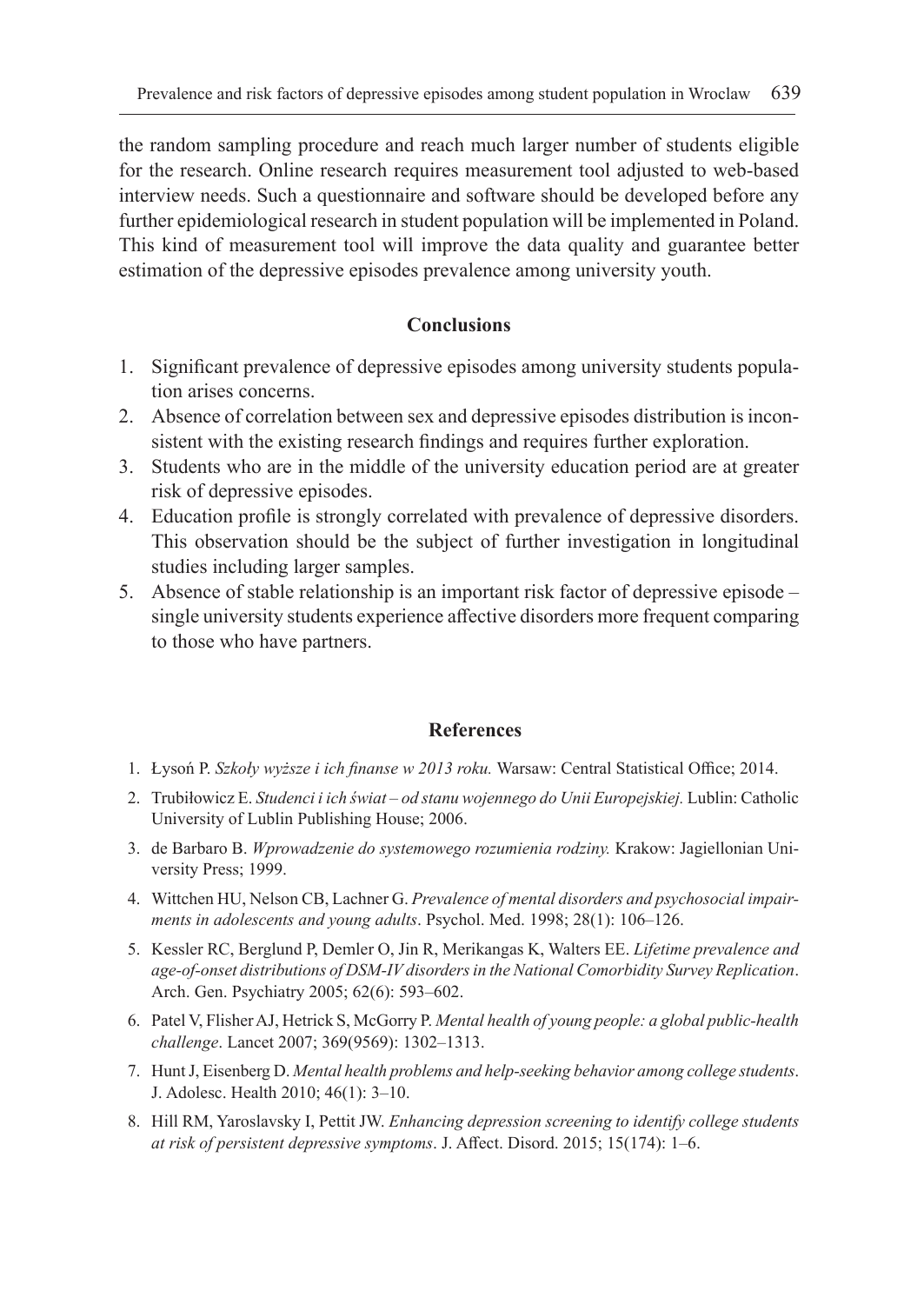the random sampling procedure and reach much larger number of students eligible for the research. Online research requires measurement tool adjusted to web-based interview needs. Such a questionnaire and software should be developed before any further epidemiological research in student population will be implemented in Poland. This kind of measurement tool will improve the data quality and guarantee better estimation of the depressive episodes prevalence among university youth.

## Conclusions

1. Significant prevalence of depressive episodes among university students population arises concerns.
2. Absence of correlation between sex and depressive episodes distribution is inconsistent with the existing research findings and requires further exploration.
3. Students who are in the middle of the university education period are at greater risk of depressive episodes.
4. Education profile is strongly correlated with prevalence of depressive disorders. This observation should be the subject of further investigation in longitudinal studies including larger samples.
5. Absence of stable relationship is an important risk factor of depressive episode – single university students experience affective disorders more frequent comparing to those who have partners.

## References

1. Łysoń P. *Szkoły wyższe i ich finanse w 2013 roku.* Warsaw: Central Statistical Office; 2014.
2. Trubiłowicz E. *Studenci i ich świat – od stanu wojennego do Unii Europejskiej.* Lublin: Catholic University of Lublin Publishing House; 2006.
3. de Barbaro B. *Wprowadzenie do systemowego rozumienia rodziny.* Krakow: Jagiellonian University Press; 1999.
4. Wittchen HU, Nelson CB, Lachner G. *Prevalence of mental disorders and psychosocial impairments in adolescents and young adults*. Psychol. Med. 1998; 28(1): 106–126.
5. Kessler RC, Berglund P, Demler O, Jin R, Merikangas K, Walters EE. *Lifetime prevalence and age-of-onset distributions of DSM-IV disorders in the National Comorbidity Survey Replication*. Arch. Gen. Psychiatry 2005; 62(6): 593–602.
6. Patel V, Flisher AJ, Hetrick S, McGorry P. *Mental health of young people: a global public-health challenge*. Lancet 2007; 369(9569): 1302–1313.
7. Hunt J, Eisenberg D. *Mental health problems and help-seeking behavior among college students*. J. Adolesc. Health 2010; 46(1): 3–10.
8. Hill RM, Yaroslavsky I, Pettit JW. *Enhancing depression screening to identify college students at risk of persistent depressive symptoms*. J. Affect. Disord. 2015; 15(174): 1–6.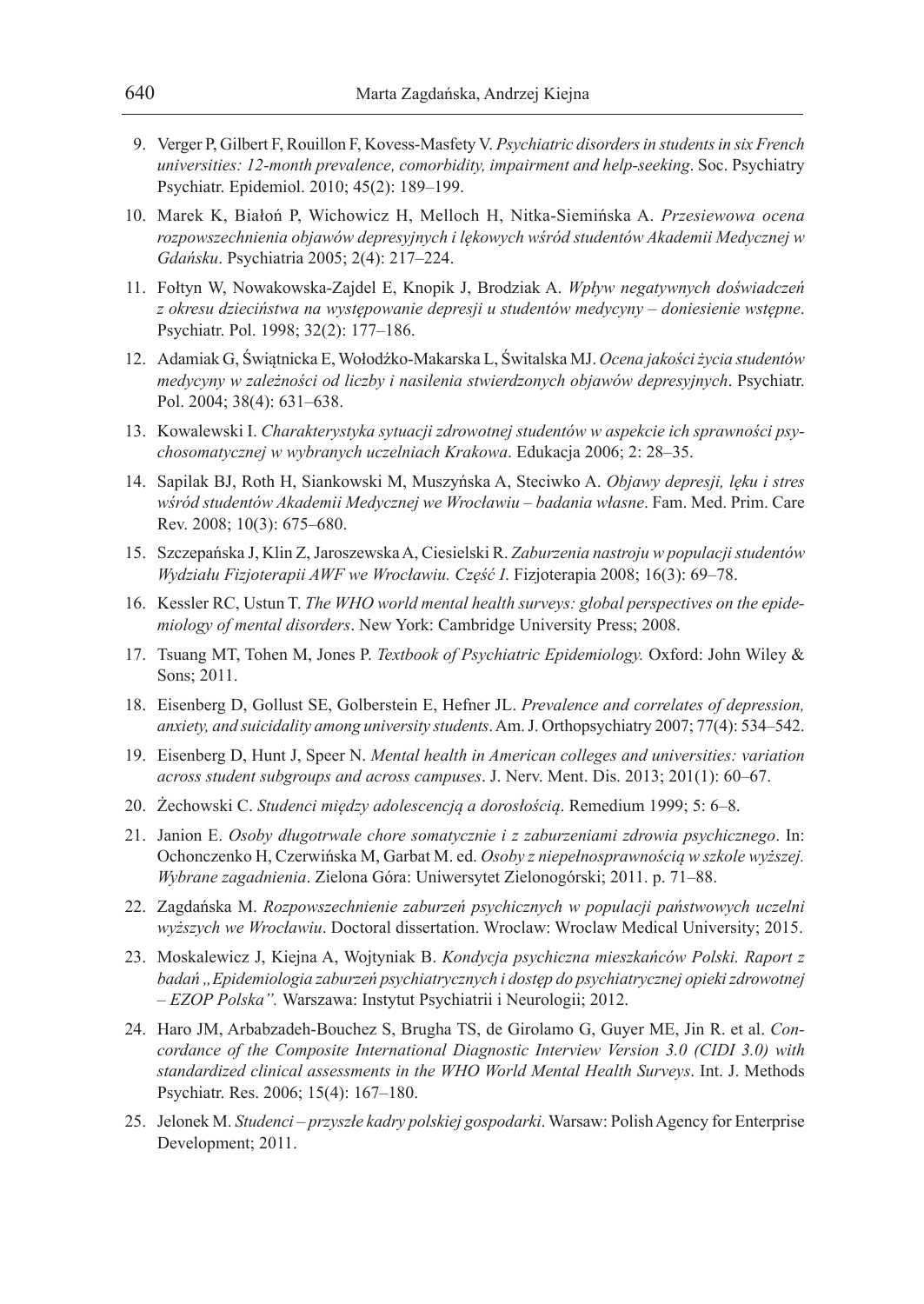9. Verger P, Gilbert F, Rouillon F, Kovess-Masfety V. *Psychiatric disorders in students in six French universities: 12-month prevalence, comorbidity, impairment and help-seeking*. Soc. Psychiatry Psychiatr. Epidemiol. 2010; 45(2): 189–199.
10. Marek K, Białoń P, Wichowicz H, Melloch H, Nitka-Siemińska A. *Przesiewowa ocena rozpowszechnienia objawów depresyjnych i lękowych wśród studentów Akademii Medycznej w Gdańsku*. Psychiatria 2005; 2(4): 217–224.
11. Fołtyn W, Nowakowska-Zajdel E, Knopik J, Brodziak A. *Wpływ negatywnych doświadczeń z okresu dzieciństwa na występowanie depresji u studentów medycyny – doniesienie wstępne*. Psychiatr. Pol. 1998; 32(2): 177–186.
12. Adamiak G, Świątnicka E, Wołodźko-Makarska L, Świtalska MJ. *Ocena jakości życia studentów medycyny w zależności od liczby i nasilenia stwierdzonych objawów depresyjnych*. Psychiatr. Pol. 2004; 38(4): 631–638.
13. Kowalewski I. *Charakterystyka sytuacji zdrowotnej studentów w aspekcie ich sprawności psychosomatycznej w wybranych uczelniach Krakowa*. Edukacja 2006; 2: 28–35.
14. Sapilak BJ, Roth H, Siankowski M, Muszyńska A, Steciwko A. *Objawy depresji, lęku i stres wśród studentów Akademii Medycznej we Wrocławiu – badania własne*. Fam. Med. Prim. Care Rev. 2008; 10(3): 675–680.
15. Szczepańska J, Klin Z, Jaroszewska A, Ciesielski R. *Zaburzenia nastroju w populacji studentów Wydziału Fizjoterapii AWF we Wrocławiu. Część I*. Fizjoterapia 2008; 16(3): 69–78.
16. Kessler RC, Ustun T. *The WHO world mental health surveys: global perspectives on the epidemiology of mental disorders*. New York: Cambridge University Press; 2008.
17. Tsuang MT, Tohen M, Jones P. *Textbook of Psychiatric Epidemiology.* Oxford: John Wiley & Sons; 2011.
18. Eisenberg D, Gollust SE, Golberstein E, Hefner JL. *Prevalence and correlates of depression, anxiety, and suicidality among university students*. Am. J. Orthopsychiatry 2007; 77(4): 534–542.
19. Eisenberg D, Hunt J, Speer N. *Mental health in American colleges and universities: variation across student subgroups and across campuses*. J. Nerv. Ment. Dis. 2013; 201(1): 60–67.
20. Żechowski C. *Studenci między adolescencją a dorosłością*. Remedium 1999; 5: 6–8.
21. Janion E. *Osoby długotrwale chore somatycznie i z zaburzeniami zdrowia psychicznego*. In: Ochonczenko H, Czerwińska M, Garbat M. ed. *Osoby z niepełnosprawnością w szkole wyższej. Wybrane zagadnienia*. Zielona Góra: Uniwersytet Zielonogórski; 2011. p. 71–88.
22. Zagdańska M. *Rozpowszechnienie zaburzeń psychicznych w populacji państwowych uczelni wyższych we Wrocławiu*. Doctoral dissertation. Wroclaw: Wroclaw Medical University; 2015.
23. Moskalewicz J, Kiejna A, Wojtyniak B. *Kondycja psychiczna mieszkańców Polski. Raport z badań „Epidemiologia zaburzeń psychiatrycznych i dostęp do psychiatrycznej opieki zdrowotnej – EZOP Polska".* Warszawa: Instytut Psychiatrii i Neurologii; 2012.
24. Haro JM, Arbabzadeh-Bouchez S, Brugha TS, de Girolamo G, Guyer ME, Jin R. et al. *Concordance of the Composite International Diagnostic Interview Version 3.0 (CIDI 3.0) with standardized clinical assessments in the WHO World Mental Health Surveys*. Int. J. Methods Psychiatr. Res. 2006; 15(4): 167–180.
25. Jelonek M. *Studenci – przyszłe kadry polskiej gospodarki*. Warsaw: Polish Agency for Enterprise Development; 2011.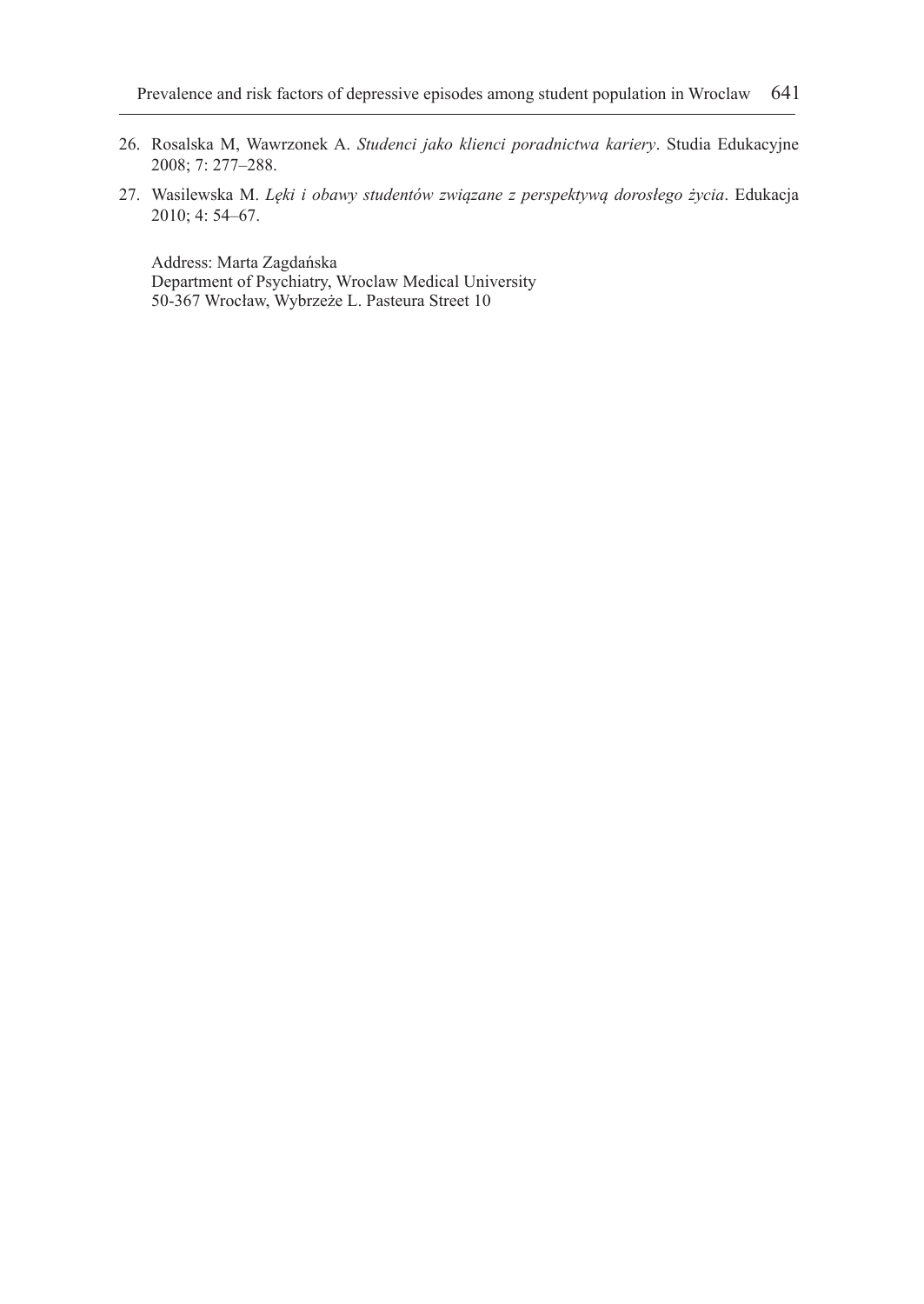26. Rosalska M, Wawrzonek A. *Studenci jako klienci poradnictwa kariery*. Studia Edukacyjne 2008; 7: 277–288.

27. Wasilewska M. *Lęki i obawy studentów związane z perspektywą dorosłego życia*. Edukacja 2010; 4: 54–67.

Address: Marta Zagdańska
Department of Psychiatry, Wroclaw Medical University
50-367 Wrocław, Wybrzeże L. Pasteura Street 10